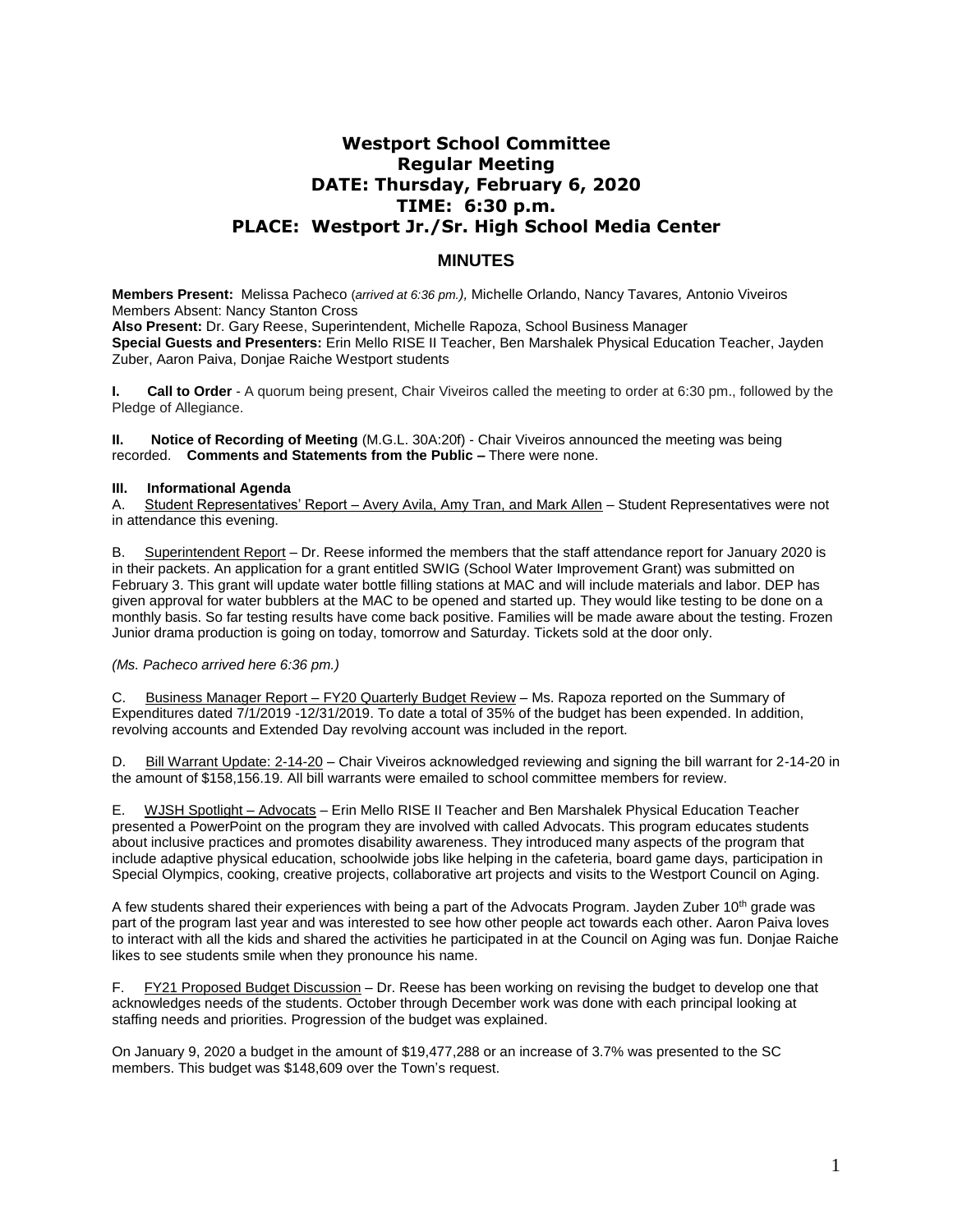# Westport School Committee
## Regular Meeting
## DATE: Thursday, February 6, 2020
## TIME: 6:30 p.m.
## PLACE: Westport Jr./Sr. High School Media Center

## MINUTES

**Members Present:** Melissa Pacheco (*arrived at 6:36 pm.),* Michelle Orlando, Nancy Tavares*,* Antonio Viveiros
Members Absent: Nancy Stanton Cross
**Also Present:** Dr. Gary Reese, Superintendent, Michelle Rapoza, School Business Manager
**Special Guests and Presenters:** Erin Mello RISE II Teacher, Ben Marshalek Physical Education Teacher, Jayden Zuber, Aaron Paiva, Donjae Raiche Westport students

**I. Call to Order** - A quorum being present, Chair Viveiros called the meeting to order at 6:30 pm., followed by the Pledge of Allegiance.

**II. Notice of Recording of Meeting** (M.G.L. 30A:20f) - Chair Viveiros announced the meeting was being recorded. **Comments and Statements from the Public –** There were none.

**III. Informational Agenda**

A. Student Representatives' Report – Avery Avila, Amy Tran, and Mark Allen – Student Representatives were not in attendance this evening.

B. Superintendent Report – Dr. Reese informed the members that the staff attendance report for January 2020 is in their packets. An application for a grant entitled SWIG (School Water Improvement Grant) was submitted on February 3. This grant will update water bottle filling stations at MAC and will include materials and labor. DEP has given approval for water bubblers at the MAC to be opened and started up. They would like testing to be done on a monthly basis. So far testing results have come back positive. Families will be made aware about the testing. Frozen Junior drama production is going on today, tomorrow and Saturday. Tickets sold at the door only.

*(Ms. Pacheco arrived here 6:36 pm.)*

C. Business Manager Report – FY20 Quarterly Budget Review – Ms. Rapoza reported on the Summary of Expenditures dated 7/1/2019 -12/31/2019. To date a total of 35% of the budget has been expended. In addition, revolving accounts and Extended Day revolving account was included in the report.

D. Bill Warrant Update: 2-14-20 – Chair Viveiros acknowledged reviewing and signing the bill warrant for 2-14-20 in the amount of $158,156.19. All bill warrants were emailed to school committee members for review.

E. WJSH Spotlight – Advocats – Erin Mello RISE II Teacher and Ben Marshalek Physical Education Teacher presented a PowerPoint on the program they are involved with called Advocats. This program educates students about inclusive practices and promotes disability awareness. They introduced many aspects of the program that include adaptive physical education, schoolwide jobs like helping in the cafeteria, board game days, participation in Special Olympics, cooking, creative projects, collaborative art projects and visits to the Westport Council on Aging.

A few students shared their experiences with being a part of the Advocats Program. Jayden Zuber 10th grade was part of the program last year and was interested to see how other people act towards each other. Aaron Paiva loves to interact with all the kids and shared the activities he participated in at the Council on Aging was fun. Donjae Raiche likes to see students smile when they pronounce his name.

F. FY21 Proposed Budget Discussion – Dr. Reese has been working on revising the budget to develop one that acknowledges needs of the students. October through December work was done with each principal looking at staffing needs and priorities. Progression of the budget was explained.

On January 9, 2020 a budget in the amount of $19,477,288 or an increase of 3.7% was presented to the SC members. This budget was $148,609 over the Town's request.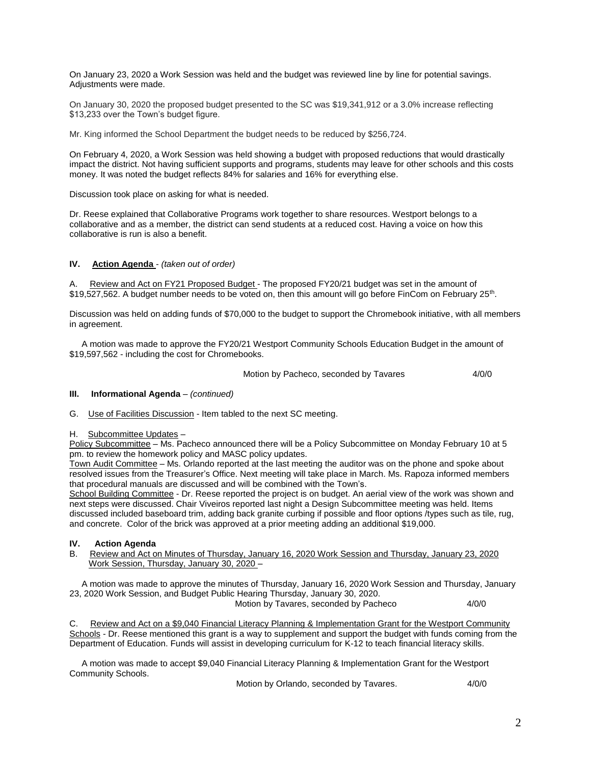On January 23, 2020 a Work Session was held and the budget was reviewed line by line for potential savings. Adjustments were made.

On January 30, 2020 the proposed budget presented to the SC was $19,341,912 or a 3.0% increase reflecting $13,233 over the Town's budget figure.

Mr. King informed the School Department the budget needs to be reduced by $256,724.

On February 4, 2020, a Work Session was held showing a budget with proposed reductions that would drastically impact the district. Not having sufficient supports and programs, students may leave for other schools and this costs money. It was noted the budget reflects 84% for salaries and 16% for everything else.

Discussion took place on asking for what is needed.

Dr. Reese explained that Collaborative Programs work together to share resources. Westport belongs to a collaborative and as a member, the district can send students at a reduced cost. Having a voice on how this collaborative is run is also a benefit.

**IV. Action Agenda** - *(taken out of order)*

A. Review and Act on FY21 Proposed Budget - The proposed FY20/21 budget was set in the amount of $19,527,562. A budget number needs to be voted on, then this amount will go before FinCom on February 25th.

Discussion was held on adding funds of $70,000 to the budget to support the Chromebook initiative, with all members in agreement.

A motion was made to approve the FY20/21 Westport Community Schools Education Budget in the amount of $19,597,562 - including the cost for Chromebooks.

Motion by Pacheco, seconded by Tavares 4/0/0

**III. Informational Agenda** – *(continued)*

G. Use of Facilities Discussion - Item tabled to the next SC meeting.

H. Subcommittee Updates –

Policy Subcommittee – Ms. Pacheco announced there will be a Policy Subcommittee on Monday February 10 at 5 pm. to review the homework policy and MASC policy updates.

Town Audit Committee – Ms. Orlando reported at the last meeting the auditor was on the phone and spoke about resolved issues from the Treasurer's Office. Next meeting will take place in March. Ms. Rapoza informed members that procedural manuals are discussed and will be combined with the Town's.

School Building Committee - Dr. Reese reported the project is on budget. An aerial view of the work was shown and next steps were discussed. Chair Viveiros reported last night a Design Subcommittee meeting was held. Items discussed included baseboard trim, adding back granite curbing if possible and floor options /types such as tile, rug, and concrete. Color of the brick was approved at a prior meeting adding an additional $19,000.

**IV. Action Agenda**

B. Review and Act on Minutes of Thursday, January 16, 2020 Work Session and Thursday, January 23, 2020 Work Session, Thursday, January 30, 2020 –

A motion was made to approve the minutes of Thursday, January 16, 2020 Work Session and Thursday, January 23, 2020 Work Session, and Budget Public Hearing Thursday, January 30, 2020.

Motion by Tavares, seconded by Pacheco 4/0/0

C. Review and Act on a $9,040 Financial Literacy Planning & Implementation Grant for the Westport Community Schools - Dr. Reese mentioned this grant is a way to supplement and support the budget with funds coming from the Department of Education. Funds will assist in developing curriculum for K-12 to teach financial literacy skills.

A motion was made to accept $9,040 Financial Literacy Planning & Implementation Grant for the Westport Community Schools.

Motion by Orlando, seconded by Tavares. 4/0/0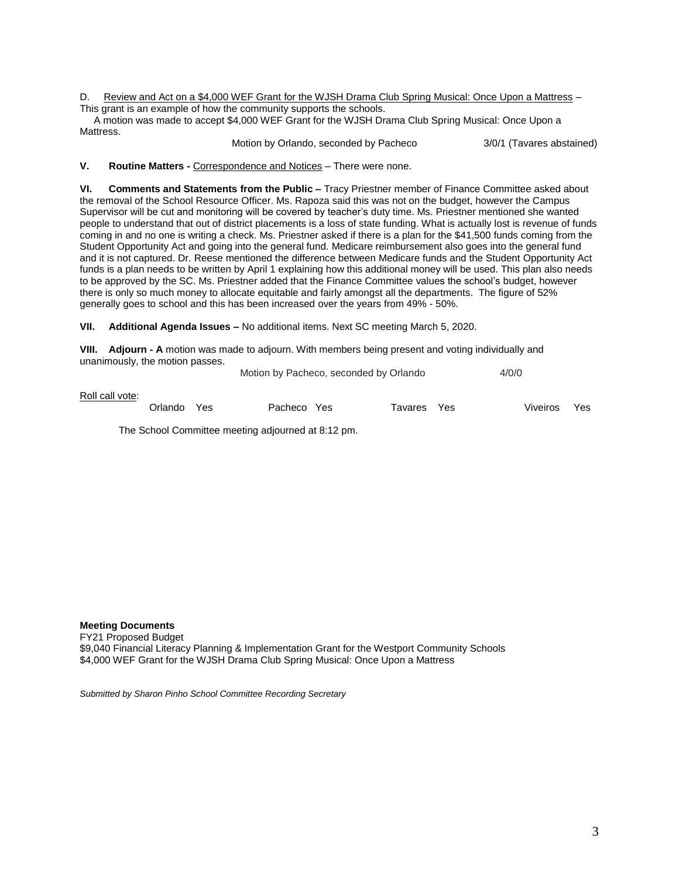D. Review and Act on a $4,000 WEF Grant for the WJSH Drama Club Spring Musical: Once Upon a Mattress – This grant is an example of how the community supports the schools.

A motion was made to accept $4,000 WEF Grant for the WJSH Drama Club Spring Musical: Once Upon a Mattress.

Motion by Orlando, seconded by Pacheco 3/0/1 (Tavares abstained)

**V. Routine Matters -** Correspondence and Notices – There were none.

**VI. Comments and Statements from the Public –** Tracy Priestner member of Finance Committee asked about the removal of the School Resource Officer. Ms. Rapoza said this was not on the budget, however the Campus Supervisor will be cut and monitoring will be covered by teacher's duty time. Ms. Priestner mentioned she wanted people to understand that out of district placements is a loss of state funding. What is actually lost is revenue of funds coming in and no one is writing a check. Ms. Priestner asked if there is a plan for the $41,500 funds coming from the Student Opportunity Act and going into the general fund. Medicare reimbursement also goes into the general fund and it is not captured. Dr. Reese mentioned the difference between Medicare funds and the Student Opportunity Act funds is a plan needs to be written by April 1 explaining how this additional money will be used. This plan also needs to be approved by the SC. Ms. Priestner added that the Finance Committee values the school's budget, however there is only so much money to allocate equitable and fairly amongst all the departments. The figure of 52% generally goes to school and this has been increased over the years from 49% - 50%.

**VII. Additional Agenda Issues –** No additional items. Next SC meeting March 5, 2020.

**VIII. Adjourn - A** motion was made to adjourn. With members being present and voting individually and unanimously, the motion passes.

Motion by Pacheco, seconded by Orlando 4/0/0

Roll call vote:

Orlando Yes Pacheco Yes Tavares Yes Viveiros Yes

The School Committee meeting adjourned at 8:12 pm.

**Meeting Documents**

FY21 Proposed Budget

$9,040 Financial Literacy Planning & Implementation Grant for the Westport Community Schools

$4,000 WEF Grant for the WJSH Drama Club Spring Musical: Once Upon a Mattress

*Submitted by Sharon Pinho School Committee Recording Secretary*